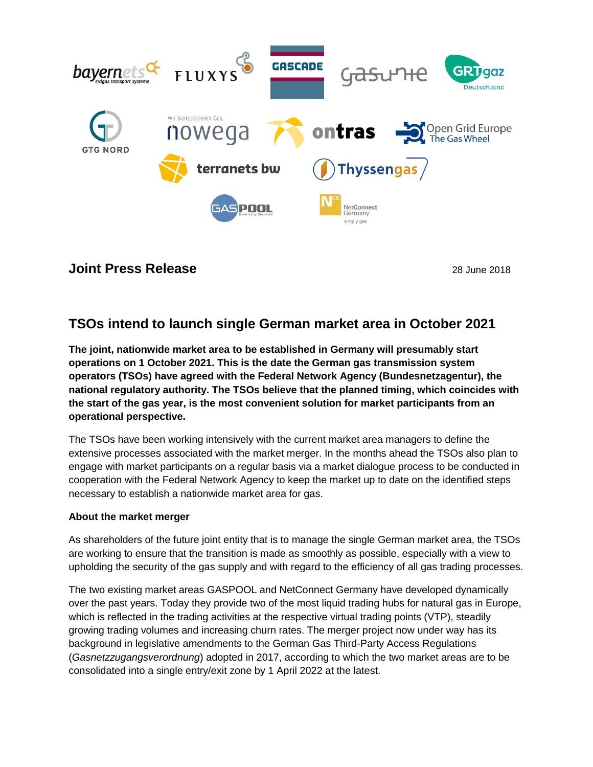**Joint Press Release** 28 June 2018

# TSOs intend to launch single German market area in October 2021

**The joint, nationwide market area to be established in Germany will presumably start operations on 1 October 2021. This is the date the German gas transmission system operators (TSOs) have agreed with the Federal Network Agency (Bundesnetzagentur), the national regulatory authority. The TSOs believe that the planned timing, which coincides with the start of the gas year, is the most convenient solution for market participants from an operational perspective.**

The TSOs have been working intensively with the current market area managers to define the extensive processes associated with the market merger. In the months ahead the TSOs also plan to engage with market participants on a regular basis via a market dialogue process to be conducted in cooperation with the Federal Network Agency to keep the market up to date on the identified steps necessary to establish a nationwide market area for gas.

**About the market merger**

As shareholders of the future joint entity that is to manage the single German market area, the TSOs are working to ensure that the transition is made as smoothly as possible, especially with a view to upholding the security of the gas supply and with regard to the efficiency of all gas trading processes.

The two existing market areas GASPOOL and NetConnect Germany have developed dynamically over the past years. Today they provide two of the most liquid trading hubs for natural gas in Europe, which is reflected in the trading activities at the respective virtual trading points (VTP), steadily growing trading volumes and increasing churn rates. The merger project now under way has its background in legislative amendments to the German Gas Third-Party Access Regulations (*Gasnetzzugangsverordnung*) adopted in 2017, according to which the two market areas are to be consolidated into a single entry/exit zone by 1 April 2022 at the latest.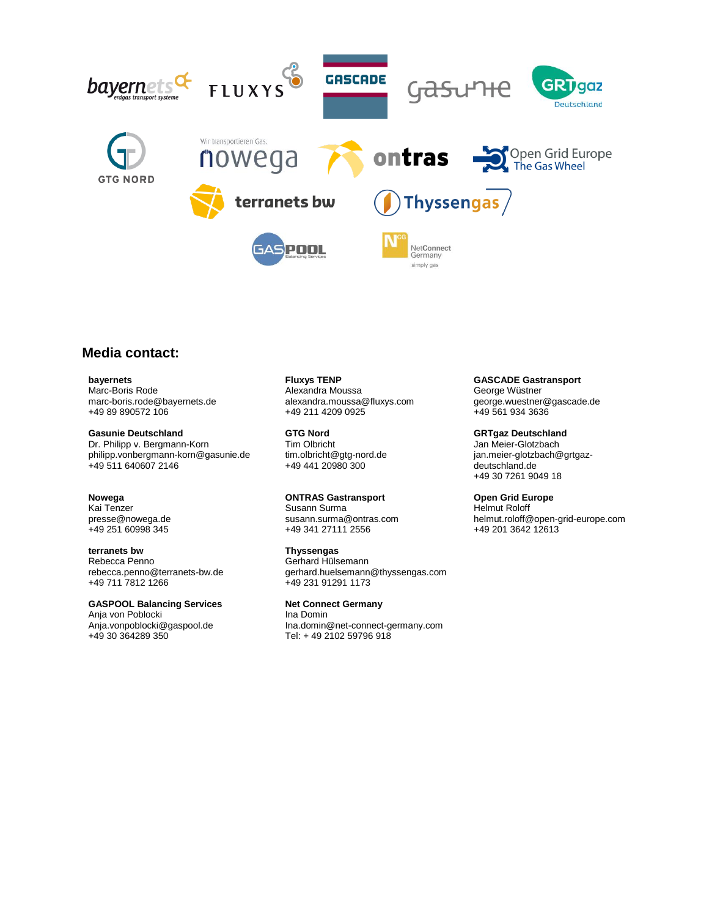## Media contact:

**bayernets**
Marc-Boris Rode
marc-boris.rode@bayernets.de
+49 89 890572 106

**Fluxys TENP**
Alexandra Moussa
alexandra.moussa@fluxys.com
+49 211 4209 0925

**GASCADE Gastransport**
George Wüstner
george.wuestner@gascade.de
+49 561 934 3636

**Gasunie Deutschland**
Dr. Philipp v. Bergmann-Korn
philipp.vonbergmann-korn@gasunie.de
+49 511 640607 2146

**GTG Nord**
Tim Olbricht
tim.olbricht@gtg-nord.de
+49 441 20980 300

**GRTgaz Deutschland**
Jan Meier-Glotzbach
jan.meier-glotzbach@grtgaz-deutschland.de
+49 30 7261 9049 18

**Nowega**
Kai Tenzer
presse@nowega.de
+49 251 60998 345

**ONTRAS Gastransport**
Susann Surma
susann.surma@ontras.com
+49 341 27111 2556

**Open Grid Europe**
Helmut Roloff
helmut.roloff@open-grid-europe.com
+49 201 3642 12613

**terranets bw**
Rebecca Penno
rebecca.penno@terranets-bw.de
+49 711 7812 1266

**Thyssengas**
Gerhard Hülsemann
gerhard.huelsemann@thyssengas.com
+49 231 91291 1173

**GASPOOL Balancing Services**
Anja von Poblocki
Anja.vonpoblocki@gaspool.de
+49 30 364289 350

**Net Connect Germany**
Ina Domin
Ina.domin@net-connect-germany.com
Tel: + 49 2102 59796 918